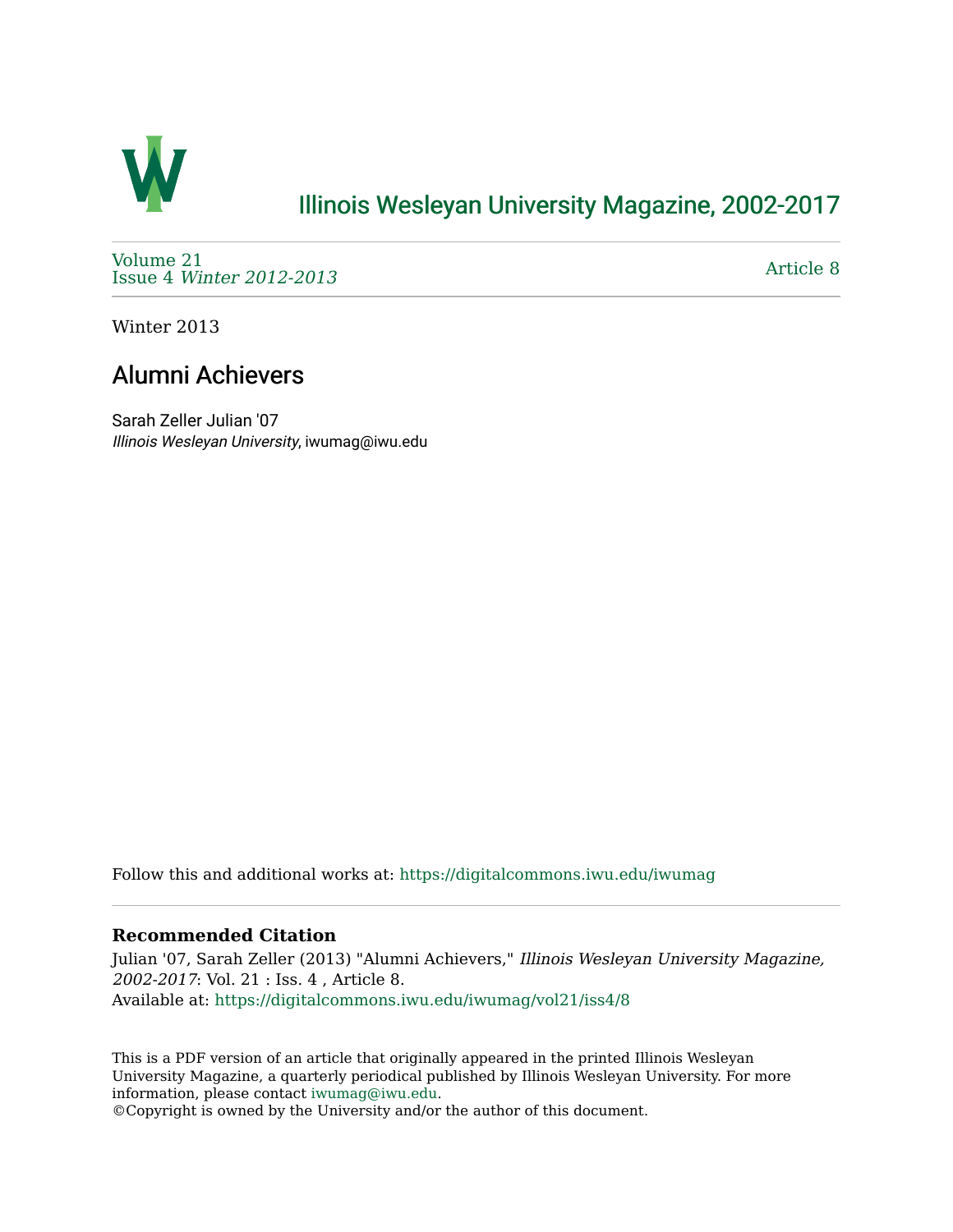# Illinois Wesleyan University Magazine, 2002-2017

Volume 21
Issue 4 *Winter 2012-2013*

Article 8

Winter 2013

## Alumni Achievers

Sarah Zeller Julian '07
*Illinois Wesleyan University*, iwumag@iwu.edu

Follow this and additional works at: https://digitalcommons.iwu.edu/iwumag

### Recommended Citation

Julian '07, Sarah Zeller (2013) "Alumni Achievers," *Illinois Wesleyan University Magazine, 2002-2017*: Vol. 21 : Iss. 4 , Article 8.
Available at: https://digitalcommons.iwu.edu/iwumag/vol21/iss4/8

This is a PDF version of an article that originally appeared in the printed Illinois Wesleyan University Magazine, a quarterly periodical published by Illinois Wesleyan University. For more information, please contact iwumag@iwu.edu.
©Copyright is owned by the University and/or the author of this document.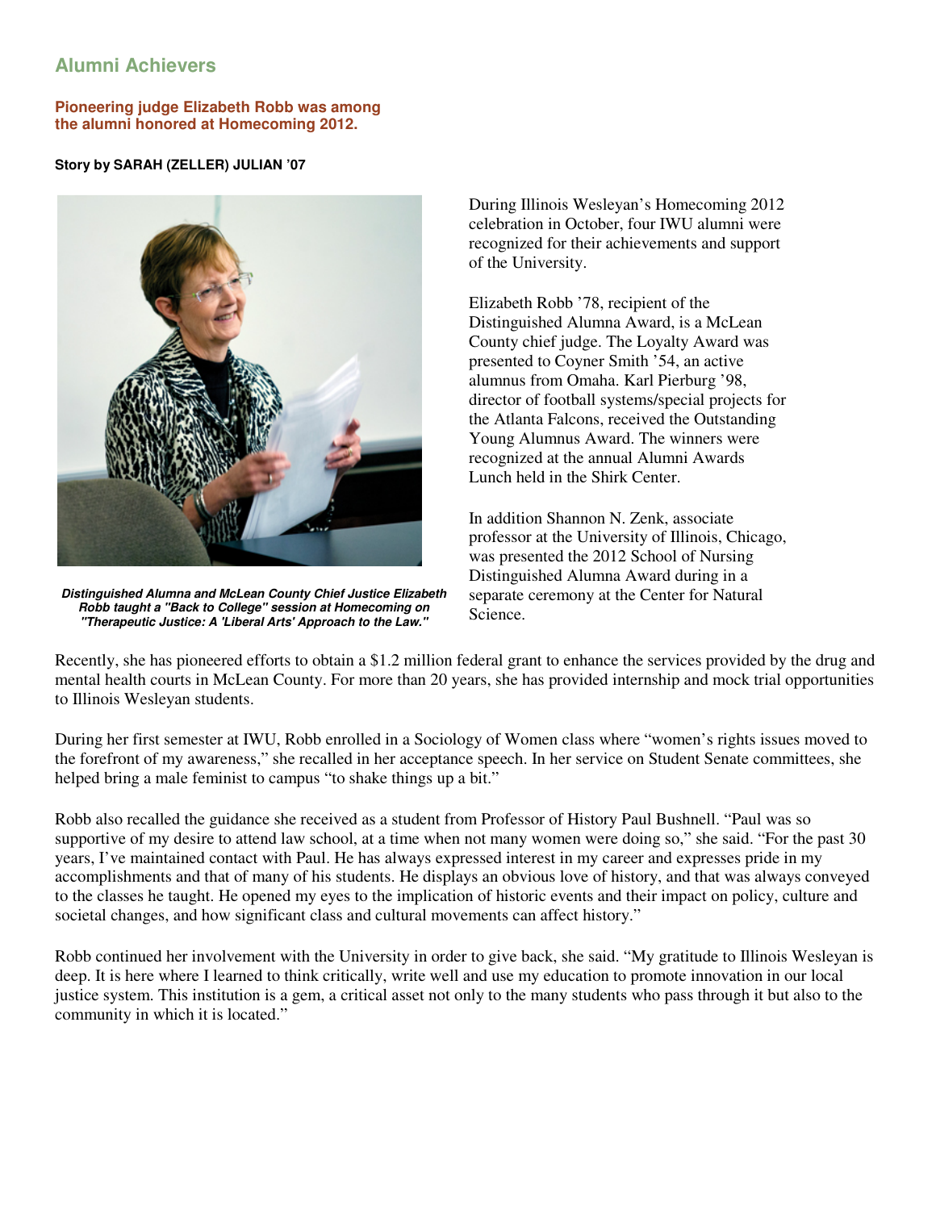## Alumni Achievers

**Pioneering judge Elizabeth Robb was among the alumni honored at Homecoming 2012.**

**Story by SARAH (ZELLER) JULIAN '07**

***Distinguished Alumna and McLean County Chief Justice Elizabeth Robb taught a "Back to College" session at Homecoming on "Therapeutic Justice: A 'Liberal Arts' Approach to the Law."***

During Illinois Wesleyan's Homecoming 2012 celebration in October, four IWU alumni were recognized for their achievements and support of the University.

Elizabeth Robb '78, recipient of the Distinguished Alumna Award, is a McLean County chief judge. The Loyalty Award was presented to Coyner Smith '54, an active alumnus from Omaha. Karl Pierburg '98, director of football systems/special projects for the Atlanta Falcons, received the Outstanding Young Alumnus Award. The winners were recognized at the annual Alumni Awards Lunch held in the Shirk Center.

In addition Shannon N. Zenk, associate professor at the University of Illinois, Chicago, was presented the 2012 School of Nursing Distinguished Alumna Award during in a separate ceremony at the Center for Natural Science.

Recently, she has pioneered efforts to obtain a $1.2 million federal grant to enhance the services provided by the drug and mental health courts in McLean County. For more than 20 years, she has provided internship and mock trial opportunities to Illinois Wesleyan students.

During her first semester at IWU, Robb enrolled in a Sociology of Women class where "women's rights issues moved to the forefront of my awareness," she recalled in her acceptance speech. In her service on Student Senate committees, she helped bring a male feminist to campus "to shake things up a bit."

Robb also recalled the guidance she received as a student from Professor of History Paul Bushnell. "Paul was so supportive of my desire to attend law school, at a time when not many women were doing so," she said. "For the past 30 years, I've maintained contact with Paul. He has always expressed interest in my career and expresses pride in my accomplishments and that of many of his students. He displays an obvious love of history, and that was always conveyed to the classes he taught. He opened my eyes to the implication of historic events and their impact on policy, culture and societal changes, and how significant class and cultural movements can affect history."

Robb continued her involvement with the University in order to give back, she said. "My gratitude to Illinois Wesleyan is deep. It is here where I learned to think critically, write well and use my education to promote innovation in our local justice system. This institution is a gem, a critical asset not only to the many students who pass through it but also to the community in which it is located."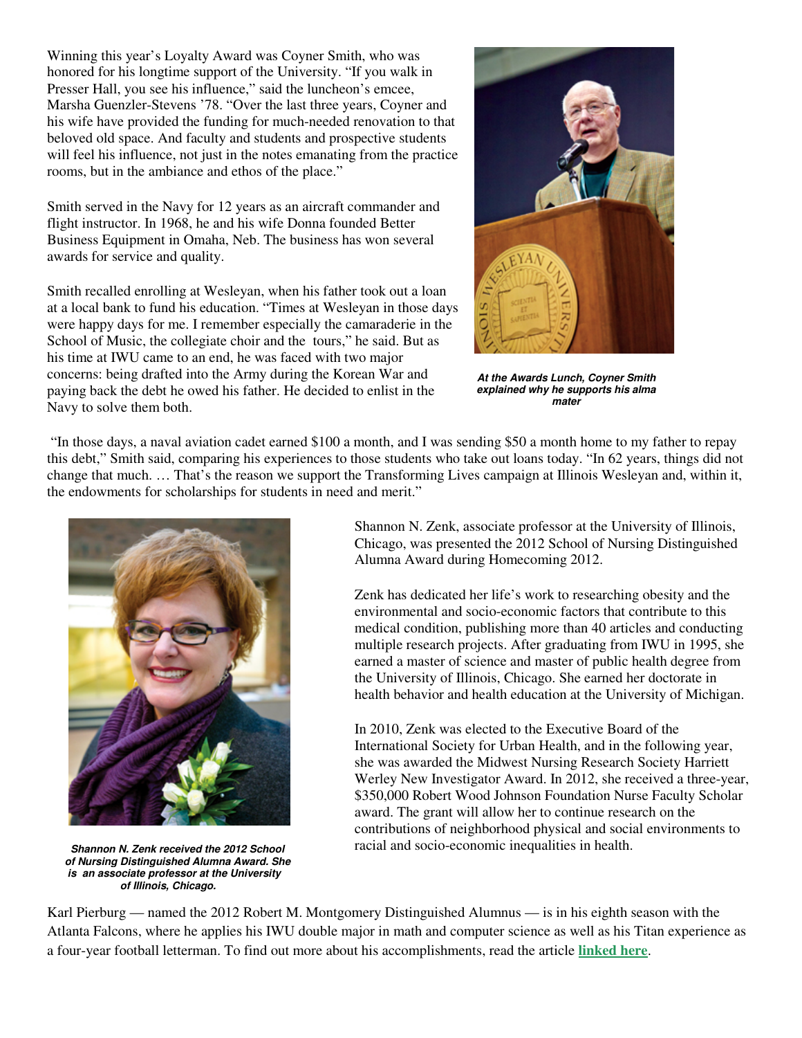Winning this year's Loyalty Award was Coyner Smith, who was honored for his longtime support of the University. "If you walk in Presser Hall, you see his influence," said the luncheon's emcee, Marsha Guenzler-Stevens '78. "Over the last three years, Coyner and his wife have provided the funding for much-needed renovation to that beloved old space. And faculty and students and prospective students will feel his influence, not just in the notes emanating from the practice rooms, but in the ambiance and ethos of the place."

Smith served in the Navy for 12 years as an aircraft commander and flight instructor. In 1968, he and his wife Donna founded Better Business Equipment in Omaha, Neb. The business has won several awards for service and quality.

Smith recalled enrolling at Wesleyan, when his father took out a loan at a local bank to fund his education. "Times at Wesleyan in those days were happy days for me. I remember especially the camaraderie in the School of Music, the collegiate choir and the tours," he said. But as his time at IWU came to an end, he was faced with two major concerns: being drafted into the Army during the Korean War and paying back the debt he owed his father. He decided to enlist in the Navy to solve them both.

***At the Awards Lunch, Coyner Smith explained why he supports his alma mater***

"In those days, a naval aviation cadet earned $100 a month, and I was sending $50 a month home to my father to repay this debt," Smith said, comparing his experiences to those students who take out loans today. "In 62 years, things did not change that much. … That's the reason we support the Transforming Lives campaign at Illinois Wesleyan and, within it, the endowments for scholarships for students in need and merit."

***Shannon N. Zenk received the 2012 School of Nursing Distinguished Alumna Award. She is an associate professor at the University of Illinois, Chicago.***

Shannon N. Zenk, associate professor at the University of Illinois, Chicago, was presented the 2012 School of Nursing Distinguished Alumna Award during Homecoming 2012.

Zenk has dedicated her life's work to researching obesity and the environmental and socio-economic factors that contribute to this medical condition, publishing more than 40 articles and conducting multiple research projects. After graduating from IWU in 1995, she earned a master of science and master of public health degree from the University of Illinois, Chicago. She earned her doctorate in health behavior and health education at the University of Michigan.

In 2010, Zenk was elected to the Executive Board of the International Society for Urban Health, and in the following year, she was awarded the Midwest Nursing Research Society Harriett Werley New Investigator Award. In 2012, she received a three-year, $350,000 Robert Wood Johnson Foundation Nurse Faculty Scholar award. The grant will allow her to continue research on the contributions of neighborhood physical and social environments to racial and socio-economic inequalities in health.

Karl Pierburg — named the 2012 Robert M. Montgomery Distinguished Alumnus — is in his eighth season with the Atlanta Falcons, where he applies his IWU double major in math and computer science as well as his Titan experience as a four-year football letterman. To find out more about his accomplishments, read the article **linked here**.